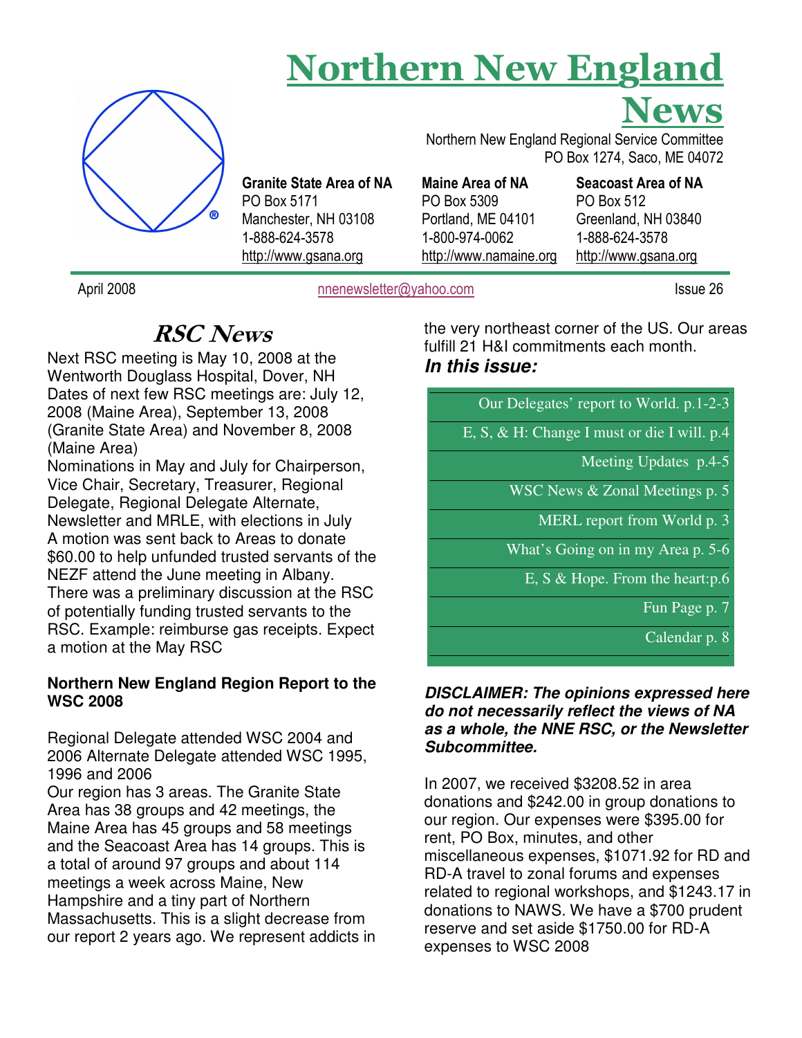# Northern New England News

Northern New England Regional Service Committee
PO Box 1274, Saco, ME 04072

| Granite State Area of NA | Maine Area of NA | Seacoast Area of NA |
|---|---|---|
| PO Box 5171 | PO Box 5309 | PO Box 512 |
| Manchester, NH 03108 | Portland, ME 04101 | Greenland, NH 03840 |
| 1-888-624-3578 | 1-800-974-0062 | 1-888-624-3578 |
| http://www.gsana.org | http://www.namaine.org | http://www.gsana.org |

April 2008 — nnenewsletter@yahoo.com — Issue 26

## RSC News

Next RSC meeting is May 10, 2008 at the Wentworth Douglass Hospital, Dover, NH
Dates of next few RSC meetings are: July 12, 2008 (Maine Area), September 13, 2008 (Granite State Area) and November 8, 2008 (Maine Area)
Nominations in May and July for Chairperson, Vice Chair, Secretary, Treasurer, Regional Delegate, Regional Delegate Alternate, Newsletter and MRLE, with elections in July
A motion was sent back to Areas to donate $60.00 to help unfunded trusted servants of the NEZF attend the June meeting in Albany.
There was a preliminary discussion at the RSC of potentially funding trusted servants to the RSC. Example: reimburse gas receipts. Expect a motion at the May RSC

**Northern New England Region Report to the WSC 2008**

Regional Delegate attended WSC 2004 and 2006 Alternate Delegate attended WSC 1995, 1996 and 2006
Our region has 3 areas. The Granite State Area has 38 groups and 42 meetings, the Maine Area has 45 groups and 58 meetings and the Seacoast Area has 14 groups. This is a total of around 97 groups and about 114 meetings a week across Maine, New Hampshire and a tiny part of Northern Massachusetts. This is a slight decrease from our report 2 years ago. We represent addicts in the very northeast corner of the US. Our areas fulfill 21 H&I commitments each month.

***In this issue:***

| |
|---|
| Our Delegates' report to World. p.1-2-3 |
| E, S, & H: Change I must or die I will. p.4 |
| Meeting Updates p.4-5 |
| WSC News & Zonal Meetings p. 5 |
| MERL report from World p. 3 |
| What's Going on in my Area p. 5-6 |
| E, S & Hope. From the heart:p.6 |
| Fun Page p. 7 |
| Calendar p. 8 |

***DISCLAIMER: The opinions expressed here do not necessarily reflect the views of NA as a whole, the NNE RSC, or the Newsletter Subcommittee.***

In 2007, we received $3208.52 in area donations and $242.00 in group donations to our region. Our expenses were $395.00 for rent, PO Box, minutes, and other miscellaneous expenses, $1071.92 for RD and RD-A travel to zonal forums and expenses related to regional workshops, and $1243.17 in donations to NAWS. We have a $700 prudent reserve and set aside $1750.00 for RD-A expenses to WSC 2008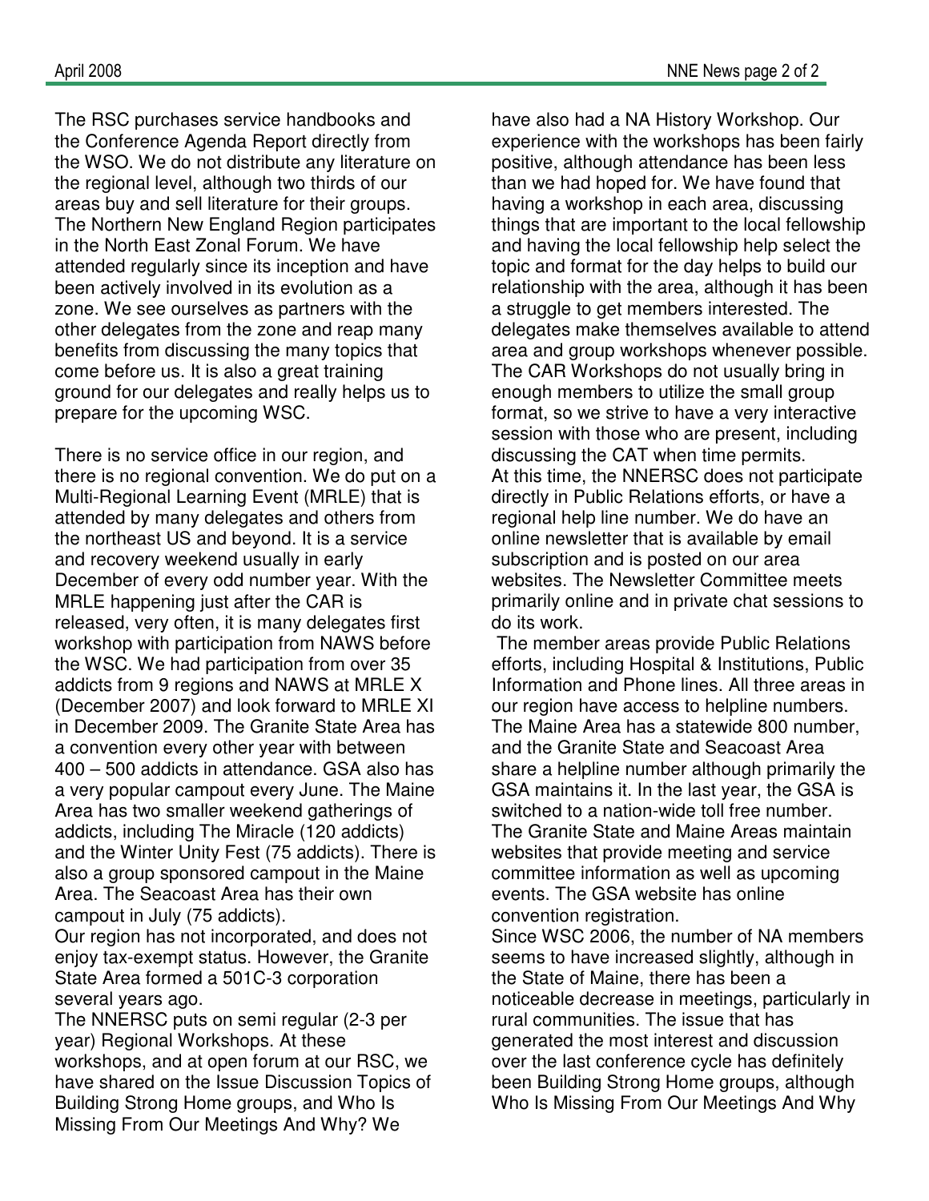The RSC purchases service handbooks and the Conference Agenda Report directly from the WSO. We do not distribute any literature on the regional level, although two thirds of our areas buy and sell literature for their groups. The Northern New England Region participates in the North East Zonal Forum. We have attended regularly since its inception and have been actively involved in its evolution as a zone. We see ourselves as partners with the other delegates from the zone and reap many benefits from discussing the many topics that come before us. It is also a great training ground for our delegates and really helps us to prepare for the upcoming WSC.

There is no service office in our region, and there is no regional convention. We do put on a Multi-Regional Learning Event (MRLE) that is attended by many delegates and others from the northeast US and beyond. It is a service and recovery weekend usually in early December of every odd number year. With the MRLE happening just after the CAR is released, very often, it is many delegates first workshop with participation from NAWS before the WSC. We had participation from over 35 addicts from 9 regions and NAWS at MRLE X (December 2007) and look forward to MRLE XI in December 2009. The Granite State Area has a convention every other year with between 400 – 500 addicts in attendance. GSA also has a very popular campout every June. The Maine Area has two smaller weekend gatherings of addicts, including The Miracle (120 addicts) and the Winter Unity Fest (75 addicts). There is also a group sponsored campout in the Maine Area. The Seacoast Area has their own campout in July (75 addicts).

Our region has not incorporated, and does not enjoy tax-exempt status. However, the Granite State Area formed a 501C-3 corporation several years ago.

The NNERSC puts on semi regular (2-3 per year) Regional Workshops. At these workshops, and at open forum at our RSC, we have shared on the Issue Discussion Topics of Building Strong Home groups, and Who Is Missing From Our Meetings And Why? We have also had a NA History Workshop. Our experience with the workshops has been fairly positive, although attendance has been less than we had hoped for. We have found that having a workshop in each area, discussing things that are important to the local fellowship and having the local fellowship help select the topic and format for the day helps to build our relationship with the area, although it has been a struggle to get members interested. The delegates make themselves available to attend area and group workshops whenever possible. The CAR Workshops do not usually bring in enough members to utilize the small group format, so we strive to have a very interactive session with those who are present, including discussing the CAT when time permits.

At this time, the NNERSC does not participate directly in Public Relations efforts, or have a regional help line number. We do have an online newsletter that is available by email subscription and is posted on our area websites. The Newsletter Committee meets primarily online and in private chat sessions to do its work.

The member areas provide Public Relations efforts, including Hospital & Institutions, Public Information and Phone lines. All three areas in our region have access to helpline numbers. The Maine Area has a statewide 800 number, and the Granite State and Seacoast Area share a helpline number although primarily the GSA maintains it. In the last year, the GSA is switched to a nation-wide toll free number. The Granite State and Maine Areas maintain websites that provide meeting and service committee information as well as upcoming events. The GSA website has online convention registration.

Since WSC 2006, the number of NA members seems to have increased slightly, although in the State of Maine, there has been a noticeable decrease in meetings, particularly in rural communities. The issue that has generated the most interest and discussion over the last conference cycle has definitely been Building Strong Home groups, although Who Is Missing From Our Meetings And Why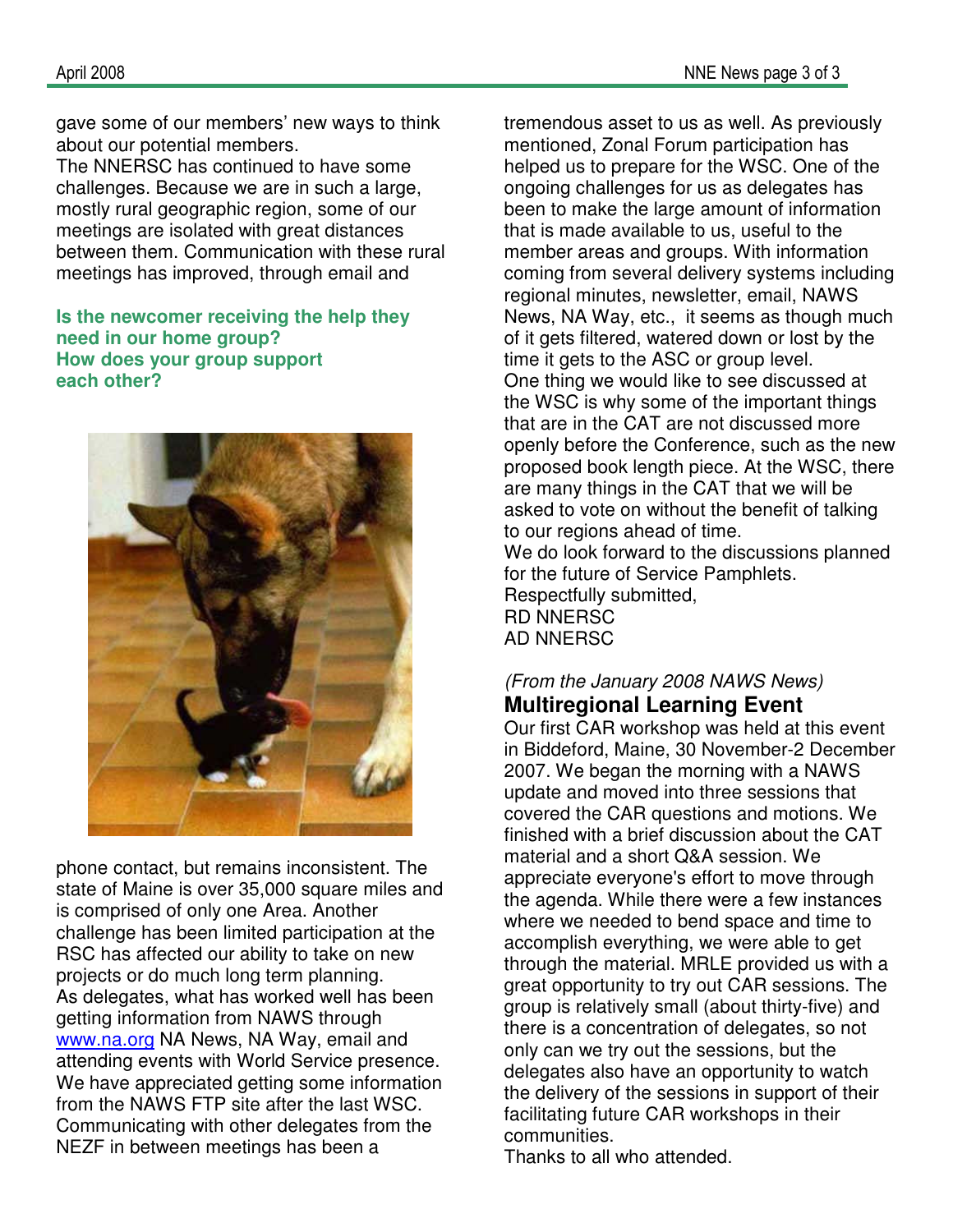gave some of our members' new ways to think about our potential members.

The NNERSC has continued to have some challenges. Because we are in such a large, mostly rural geographic region, some of our meetings are isolated with great distances between them. Communication with these rural meetings has improved, through email and phone contact, but remains inconsistent. The state of Maine is over 35,000 square miles and is comprised of only one Area. Another challenge has been limited participation at the RSC has affected our ability to take on new projects or do much long term planning.

**Is the newcomer receiving the help they need in our home group?**
**How does your group support each other?**

As delegates, what has worked well has been getting information from NAWS through [www.na.org](http://www.na.org) NA News, NA Way, email and attending events with World Service presence. We have appreciated getting some information from the NAWS FTP site after the last WSC. Communicating with other delegates from the NEZF in between meetings has been a tremendous asset to us as well. As previously mentioned, Zonal Forum participation has helped us to prepare for the WSC. One of the ongoing challenges for us as delegates has been to make the large amount of information that is made available to us, useful to the member areas and groups. With information coming from several delivery systems including regional minutes, newsletter, email, NAWS News, NA Way, etc., it seems as though much of it gets filtered, watered down or lost by the time it gets to the ASC or group level.

One thing we would like to see discussed at the WSC is why some of the important things that are in the CAT are not discussed more openly before the Conference, such as the new proposed book length piece. At the WSC, there are many things in the CAT that we will be asked to vote on without the benefit of talking to our regions ahead of time.

We do look forward to the discussions planned for the future of Service Pamphlets.

Respectfully submitted,
RD NNERSC
AD NNERSC

*(From the January 2008 NAWS News)*

## Multiregional Learning Event

Our first CAR workshop was held at this event in Biddeford, Maine, 30 November-2 December 2007. We began the morning with a NAWS update and moved into three sessions that covered the CAR questions and motions. We finished with a brief discussion about the CAT material and a short Q&A session. We appreciate everyone's effort to move through the agenda. While there were a few instances where we needed to bend space and time to accomplish everything, we were able to get through the material. MRLE provided us with a great opportunity to try out CAR sessions. The group is relatively small (about thirty-five) and there is a concentration of delegates, so not only can we try out the sessions, but the delegates also have an opportunity to watch the delivery of the sessions in support of their facilitating future CAR workshops in their communities.

Thanks to all who attended.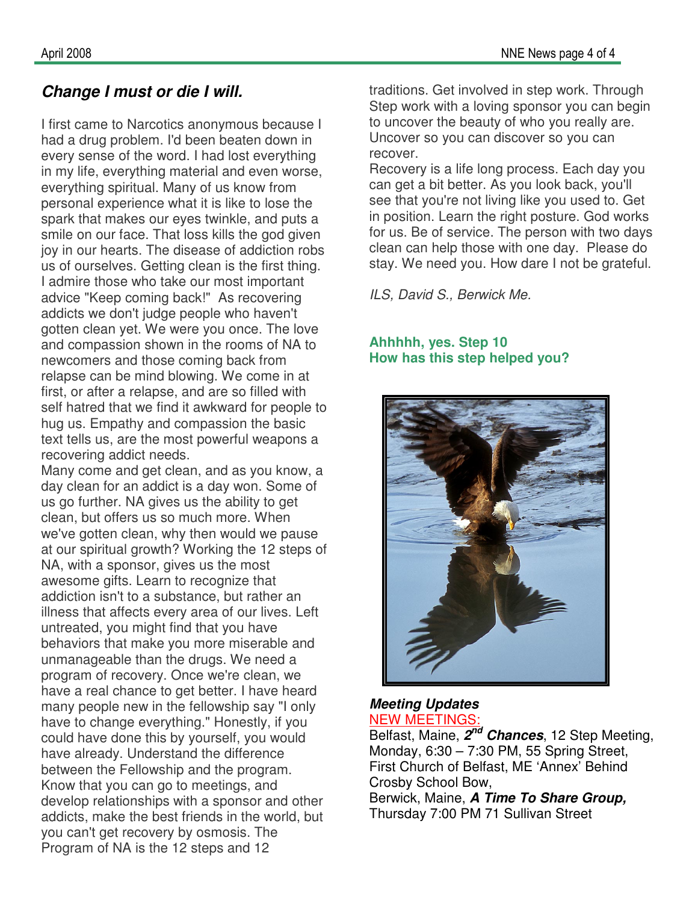## *Change I must or die I will.*

I first came to Narcotics anonymous because I had a drug problem. I'd been beaten down in every sense of the word. I had lost everything in my life, everything material and even worse, everything spiritual. Many of us know from personal experience what it is like to lose the spark that makes our eyes twinkle, and puts a smile on our face. That loss kills the god given joy in our hearts. The disease of addiction robs us of ourselves. Getting clean is the first thing. I admire those who take our most important advice "Keep coming back!" As recovering addicts we don't judge people who haven't gotten clean yet. We were you once. The love and compassion shown in the rooms of NA to newcomers and those coming back from relapse can be mind blowing. We come in at first, or after a relapse, and are so filled with self hatred that we find it awkward for people to hug us. Empathy and compassion the basic text tells us, are the most powerful weapons a recovering addict needs.

Many come and get clean, and as you know, a day clean for an addict is a day won. Some of us go further. NA gives us the ability to get clean, but offers us so much more. When we've gotten clean, why then would we pause at our spiritual growth? Working the 12 steps of NA, with a sponsor, gives us the most awesome gifts. Learn to recognize that addiction isn't to a substance, but rather an illness that affects every area of our lives. Left untreated, you might find that you have behaviors that make you more miserable and unmanageable than the drugs. We need a program of recovery. Once we're clean, we have a real chance to get better. I have heard many people new in the fellowship say "I only have to change everything." Honestly, if you could have done this by yourself, you would have already. Understand the difference between the Fellowship and the program. Know that you can go to meetings, and develop relationships with a sponsor and other addicts, make the best friends in the world, but you can't get recovery by osmosis. The Program of NA is the 12 steps and 12 traditions. Get involved in step work. Through Step work with a loving sponsor you can begin to uncover the beauty of who you really are. Uncover so you can discover so you can recover.

Recovery is a life long process. Each day you can get a bit better. As you look back, you'll see that you're not living like you used to. Get in position. Learn the right posture. God works for us. Be of service. The person with two days clean can help those with one day. Please do stay. We need you. How dare I not be grateful.

*ILS, David S., Berwick Me.*

**Ahhhhh, yes. Step 10**
**How has this step helped you?**

***Meeting Updates***

NEW MEETINGS:

Belfast, Maine, ***2nd Chances***, 12 Step Meeting, Monday, 6:30 – 7:30 PM, 55 Spring Street, First Church of Belfast, ME 'Annex' Behind Crosby School Bow,

Berwick, Maine, ***A Time To Share Group,*** Thursday 7:00 PM 71 Sullivan Street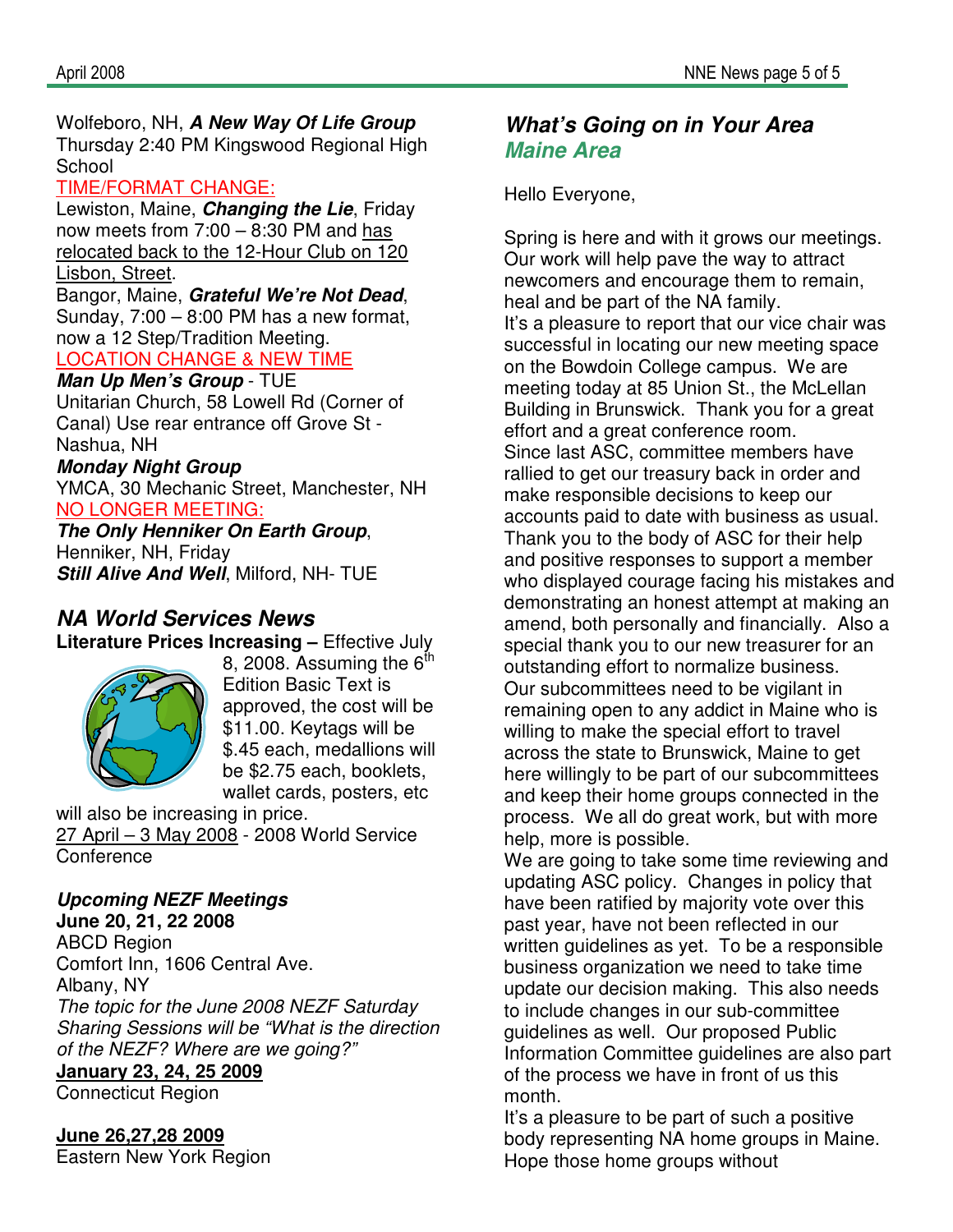Wolfeboro, NH, ***A New Way Of Life Group*** Thursday 2:40 PM Kingswood Regional High School

TIME/FORMAT CHANGE:

Lewiston, Maine, ***Changing the Lie***, Friday now meets from 7:00 – 8:30 PM and has relocated back to the 12-Hour Club on 120 Lisbon, Street.

Bangor, Maine, ***Grateful We're Not Dead***, Sunday, 7:00 – 8:00 PM has a new format, now a 12 Step/Tradition Meeting.

LOCATION CHANGE & NEW TIME

***Man Up Men's Group*** - TUE
Unitarian Church, 58 Lowell Rd (Corner of Canal) Use rear entrance off Grove St - Nashua, NH

***Monday Night Group***
YMCA, 30 Mechanic Street, Manchester, NH

NO LONGER MEETING:

***The Only Henniker On Earth Group***, Henniker, NH, Friday
***Still Alive And Well***, Milford, NH- TUE

## NA World Services News

**Literature Prices Increasing –** Effective July 8, 2008. Assuming the 6th Edition Basic Text is approved, the cost will be $11.00. Keytags will be $.45 each, medallions will be $2.75 each, booklets, wallet cards, posters, etc will also be increasing in price.

27 April – 3 May 2008 - 2008 World Service Conference

### *Upcoming NEZF Meetings*

**June 20, 21, 22 2008**
ABCD Region
Comfort Inn, 1606 Central Ave.
Albany, NY
*The topic for the June 2008 NEZF Saturday Sharing Sessions will be "What is the direction of the NEZF? Where are we going?"*

**January 23, 24, 25 2009**
Connecticut Region

**June 26,27,28 2009**
Eastern New York Region

## What's Going on in Your Area
### Maine Area

Hello Everyone,

Spring is here and with it grows our meetings. Our work will help pave the way to attract newcomers and encourage them to remain, heal and be part of the NA family.

It's a pleasure to report that our vice chair was successful in locating our new meeting space on the Bowdoin College campus. We are meeting today at 85 Union St., the McLellan Building in Brunswick. Thank you for a great effort and a great conference room.

Since last ASC, committee members have rallied to get our treasury back in order and make responsible decisions to keep our accounts paid to date with business as usual. Thank you to the body of ASC for their help and positive responses to support a member who displayed courage facing his mistakes and demonstrating an honest attempt at making an amend, both personally and financially. Also a special thank you to our new treasurer for an outstanding effort to normalize business.

Our subcommittees need to be vigilant in remaining open to any addict in Maine who is willing to make the special effort to travel across the state to Brunswick, Maine to get here willingly to be part of our subcommittees and keep their home groups connected in the process. We all do great work, but with more help, more is possible.

We are going to take some time reviewing and updating ASC policy. Changes in policy that have been ratified by majority vote over this past year, have not been reflected in our written guidelines as yet. To be a responsible business organization we need to take time update our decision making. This also needs to include changes in our sub-committee guidelines as well. Our proposed Public Information Committee guidelines are also part of the process we have in front of us this month.

It's a pleasure to be part of such a positive body representing NA home groups in Maine. Hope those home groups without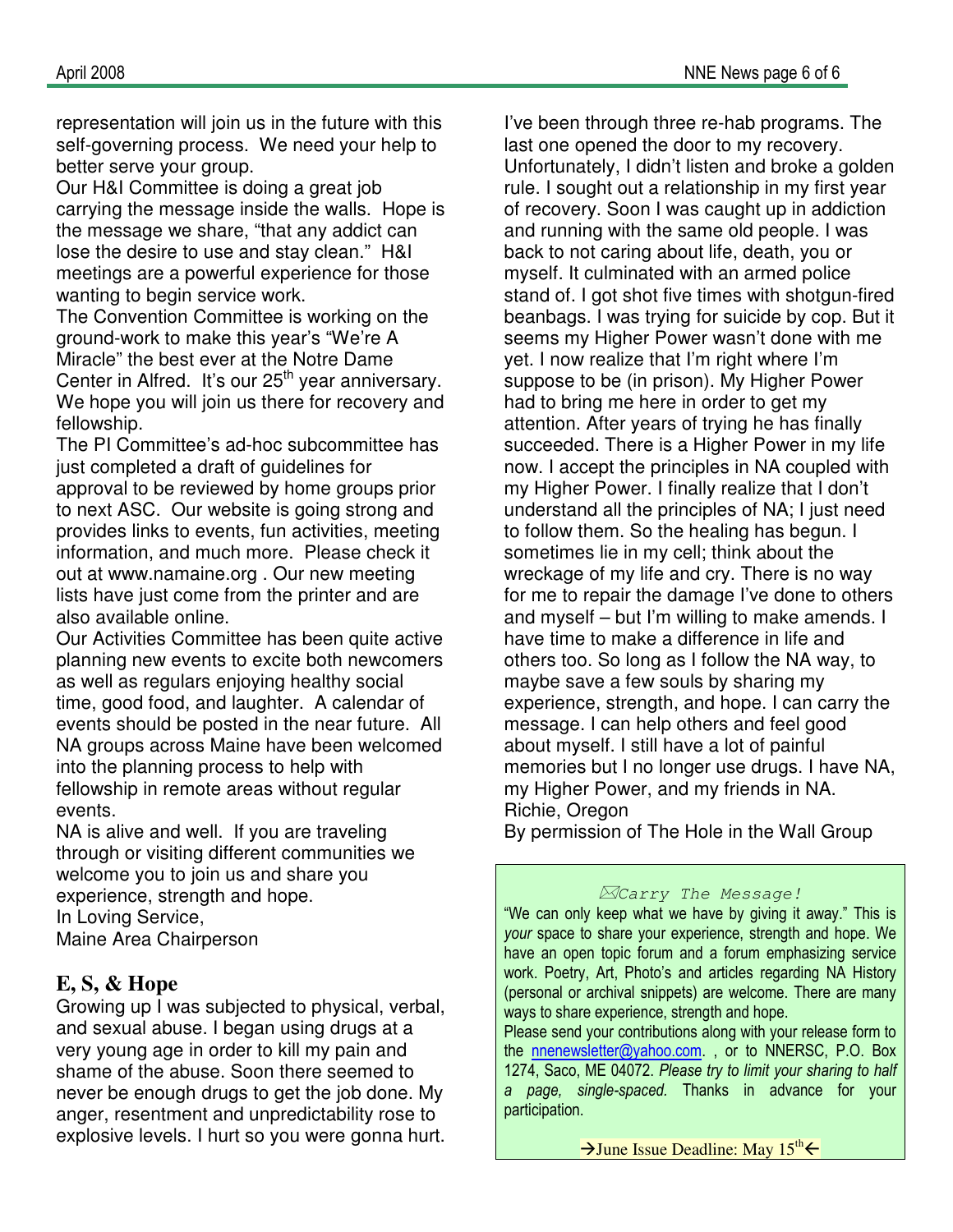representation will join us in the future with this self-governing process. We need your help to better serve your group.

Our H&I Committee is doing a great job carrying the message inside the walls. Hope is the message we share, "that any addict can lose the desire to use and stay clean." H&I meetings are a powerful experience for those wanting to begin service work.

The Convention Committee is working on the ground-work to make this year's "We're A Miracle" the best ever at the Notre Dame Center in Alfred. It's our 25th year anniversary. We hope you will join us there for recovery and fellowship.

The PI Committee's ad-hoc subcommittee has just completed a draft of guidelines for approval to be reviewed by home groups prior to next ASC. Our website is going strong and provides links to events, fun activities, meeting information, and much more. Please check it out at www.namaine.org . Our new meeting lists have just come from the printer and are also available online.

Our Activities Committee has been quite active planning new events to excite both newcomers as well as regulars enjoying healthy social time, good food, and laughter. A calendar of events should be posted in the near future. All NA groups across Maine have been welcomed into the planning process to help with fellowship in remote areas without regular events.

NA is alive and well. If you are traveling through or visiting different communities we welcome you to join us and share you experience, strength and hope.

In Loving Service,
Maine Area Chairperson

## E, S, & Hope

Growing up I was subjected to physical, verbal, and sexual abuse. I began using drugs at a very young age in order to kill my pain and shame of the abuse. Soon there seemed to never be enough drugs to get the job done. My anger, resentment and unpredictability rose to explosive levels. I hurt so you were gonna hurt. I've been through three re-hab programs. The last one opened the door to my recovery. Unfortunately, I didn't listen and broke a golden rule. I sought out a relationship in my first year of recovery. Soon I was caught up in addiction and running with the same old people. I was back to not caring about life, death, you or myself. It culminated with an armed police stand of. I got shot five times with shotgun-fired beanbags. I was trying for suicide by cop. But it seems my Higher Power wasn't done with me yet. I now realize that I'm right where I'm suppose to be (in prison). My Higher Power had to bring me here in order to get my attention. After years of trying he has finally succeeded. There is a Higher Power in my life now. I accept the principles in NA coupled with my Higher Power. I finally realize that I don't understand all the principles of NA; I just need to follow them. So the healing has begun. I sometimes lie in my cell; think about the wreckage of my life and cry. There is no way for me to repair the damage I've done to others and myself – but I'm willing to make amends. I have time to make a difference in life and others too. So long as I follow the NA way, to maybe save a few souls by sharing my experience, strength, and hope. I can carry the message. I can help others and feel good about myself. I still have a lot of painful memories but I no longer use drugs. I have NA, my Higher Power, and my friends in NA.

Richie, Oregon
By permission of The Hole in the Wall Group

---

✉Carry The Message!

"We can only keep what we have by giving it away." This is *your* space to share your experience, strength and hope. We have an open topic forum and a forum emphasizing service work. Poetry, Art, Photo's and articles regarding NA History (personal or archival snippets) are welcome. There are many ways to share experience, strength and hope.

Please send your contributions along with your release form to the nnenewsletter@yahoo.com. , or to NNERSC, P.O. Box 1274, Saco, ME 04072. *Please try to limit your sharing to half a page, single-spaced.* Thanks in advance for your participation.

→June Issue Deadline: May 15th←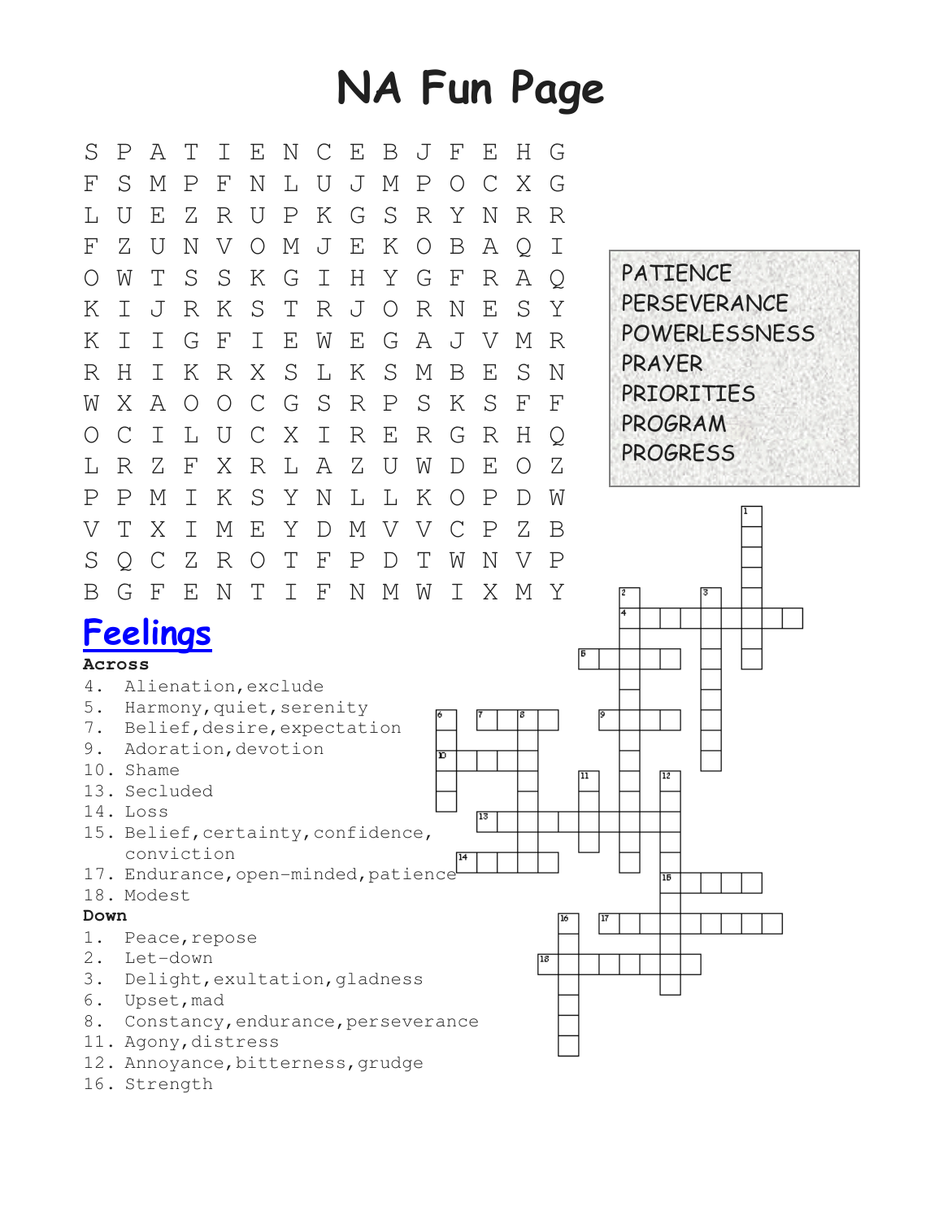# NA Fun Page

```
S P A T I E N C E B J F E H G
F S M P F N L U J M P O C X G
L U E Z R U P K G S R Y N R R
F Z U N V O M J E K O B A Q I
O W T S S K G I H Y G F R A Q
K I J R K S T R J O R N E S Y
K I I G F I E W E G A J V M R
R H I K R X S L K S M B E S N
W X A O O C G S R P S K S F F
O C I L U C X I R E R G R H Q
L R Z F X R L A Z U W D E O Z
P P M I K S Y N L L K O P D W
V T X I M E Y D M V V C P Z B
S Q C Z R O T F P D T W N V P
B G F E N T I F N M W I X M Y
```

PATIENCE
PERSEVERANCE
POWERLESSNESS
PRAYER
PRIORITIES
PROGRAM
PROGRESS

## Feelings

**Across**

4. Alienation, exclude
5. Harmony, quiet, serenity
7. Belief, desire, expectation
9. Adoration, devotion
10. Shame
13. Secluded
14. Loss
15. Belief, certainty, confidence, conviction
17. Endurance, open-minded, patience
18. Modest

**Down**

1. Peace, repose
2. Let-down
3. Delight, exultation, gladness
6. Upset, mad
8. Constancy, endurance, perseverance
11. Agony, distress
12. Annoyance, bitterness, grudge
16. Strength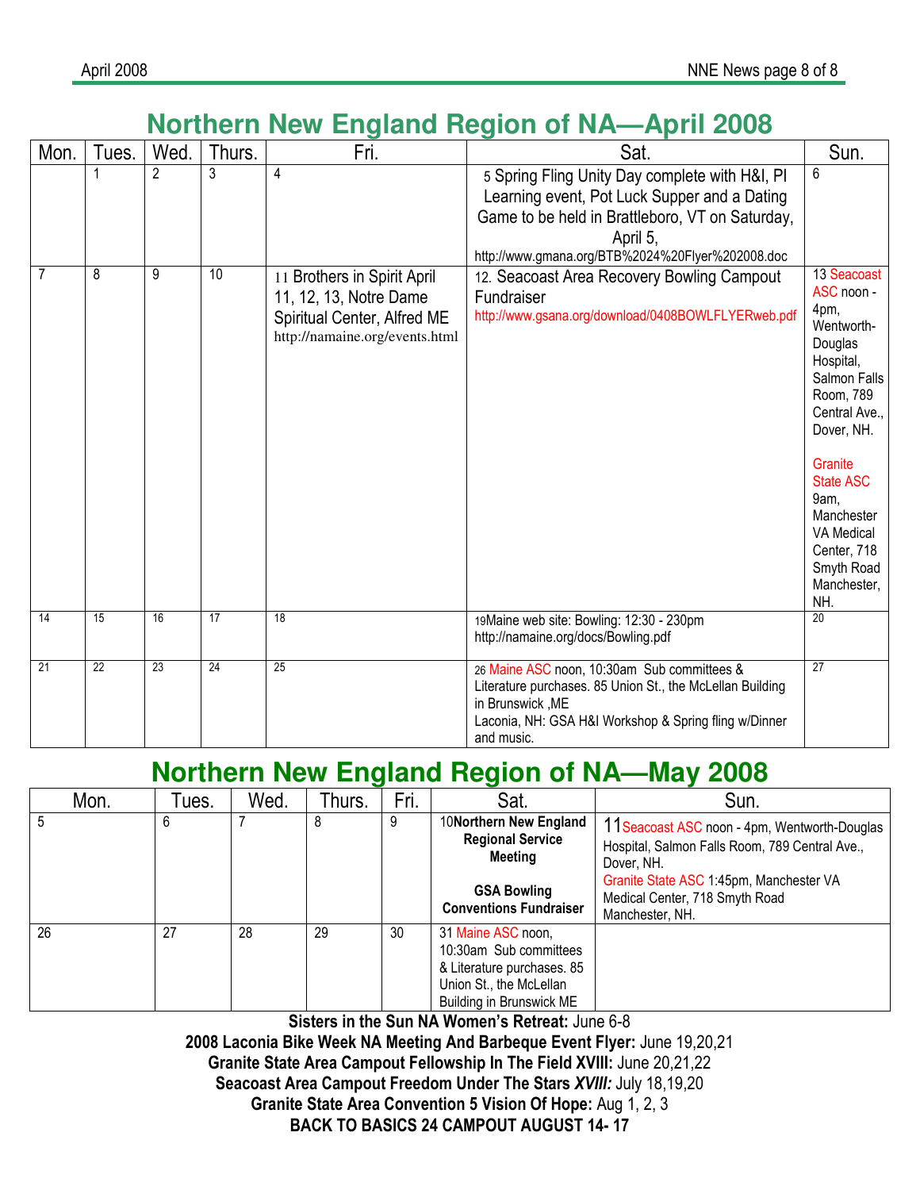# Northern New England Region of NA—April 2008

| Mon. | Tues. | Wed. | Thurs. | Fri. | Sat. | Sun. |
|---|---|---|---|---|---|---|
| | 1 | 2 | 3 | 4 | 5 Spring Fling Unity Day complete with H&I, PI Learning event, Pot Luck Supper and a Dating Game to be held in Brattleboro, VT on Saturday, April 5, http://www.gmana.org/BTB%2024%20Flyer%202008.doc | 6 |
| 7 | 8 | 9 | 10 | 11 Brothers in Spirit April 11, 12, 13, Notre Dame Spiritual Center, Alfred ME http://namaine.org/events.html | 12. Seacoast Area Recovery Bowling Campout Fundraiser http://www.gsana.org/download/0408BOWLFLYERweb.pdf | 13 Seacoast ASC noon - 4pm, Wentworth-Douglas Hospital, Salmon Falls Room, 789 Central Ave., Dover, NH. Granite State ASC 9am, Manchester VA Medical Center, 718 Smyth Road Manchester, NH. |
| 14 | 15 | 16 | 17 | 18 | 19Maine web site: Bowling: 12:30 - 230pm http://namaine.org/docs/Bowling.pdf | 20 |
| 21 | 22 | 23 | 24 | 25 | 26 Maine ASC noon, 10:30am Sub committees & Literature purchases. 85 Union St., the McLellan Building in Brunswick ,ME Laconia, NH: GSA H&I Workshop & Spring fling w/Dinner and music. | 27 |

# Northern New England Region of NA—May 2008

| Mon. | Tues. | Wed. | Thurs. | Fri. | Sat. | Sun. |
|---|---|---|---|---|---|---|
| 5 | 6 | 7 | 8 | 9 | 10**Northern New England Regional Service Meeting** **GSA Bowling Conventions Fundraiser** | 11Seacoast ASC noon - 4pm, Wentworth-Douglas Hospital, Salmon Falls Room, 789 Central Ave., Dover, NH. Granite State ASC 1:45pm, Manchester VA Medical Center, 718 Smyth Road Manchester, NH. |
| 26 | 27 | 28 | 29 | 30 | 31 Maine ASC noon, 10:30am Sub committees & Literature purchases. 85 Union St., the McLellan Building in Brunswick ME | |

**Sisters in the Sun NA Women's Retreat:** June 6-8

**2008 Laconia Bike Week NA Meeting And Barbeque Event Flyer:** June 19,20,21

**Granite State Area Campout Fellowship In The Field XVIII:** June 20,21,22

**Seacoast Area Campout Freedom Under The Stars *XVIII:*** July 18,19,20

**Granite State Area Convention 5 Vision Of Hope:** Aug 1, 2, 3

**BACK TO BASICS 24 CAMPOUT AUGUST 14- 17**